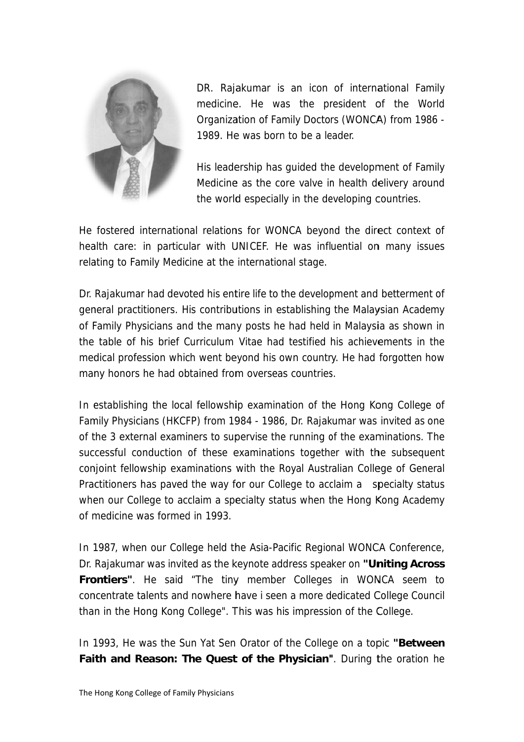DR. Rajakumar is an icon of international Family medicine. He was the president of the World Organization of Family Doctors (WONCA) from 1986 - 1989. He was born to be a leader.

His leadership has guided the development of Family Medicine as the core valve in health delivery around the world especially in the developing countries.

He fostered international relations for WONCA beyond the direct context of health care: in particular with UNICEF. He was influential on many issues relating to Family Medicine at the international stage.

Dr. Rajakumar had devoted his entire life to the development and betterment of general practitioners. His contributions in establishing the Malaysian Academy of Family Physicians and the many posts he had held in Malaysia as shown in the table of his brief Curriculum Vitae had testified his achievements in the medical profession which went beyond his own country. He had forgotten how many honors he had obtained from overseas countries.

In establishing the local fellowship examination of the Hong Kong College of Family Physicians (HKCFP) from 1984 - 1986, Dr. Rajakumar was invited as one of the 3 external examiners to supervise the running of the examinations. The successful conduction of these examinations together with the subsequent conjoint fellowship examinations with the Royal Australian College of General Practitioners has paved the way for our College to acclaim a specialty status when our College to acclaim a specialty status when the Hong Kong Academy of medicine was formed in 1993.

In 1987, when our College held the Asia-Pacific Regional WONCA Conference, Dr. Rajakumar was invited as the keynote address speaker on **"Uniting Across Frontiers"**. He said "The tiny member Colleges in WONCA seem to concentrate talents and nowhere have i seen a more dedicated College Council than in the Hong Kong College". This was his impression of the College.

In 1993, He was the Sun Yat Sen Orator of the College on a topic **"Between Faith and Reason: The Quest of the Physician"**. During the oration he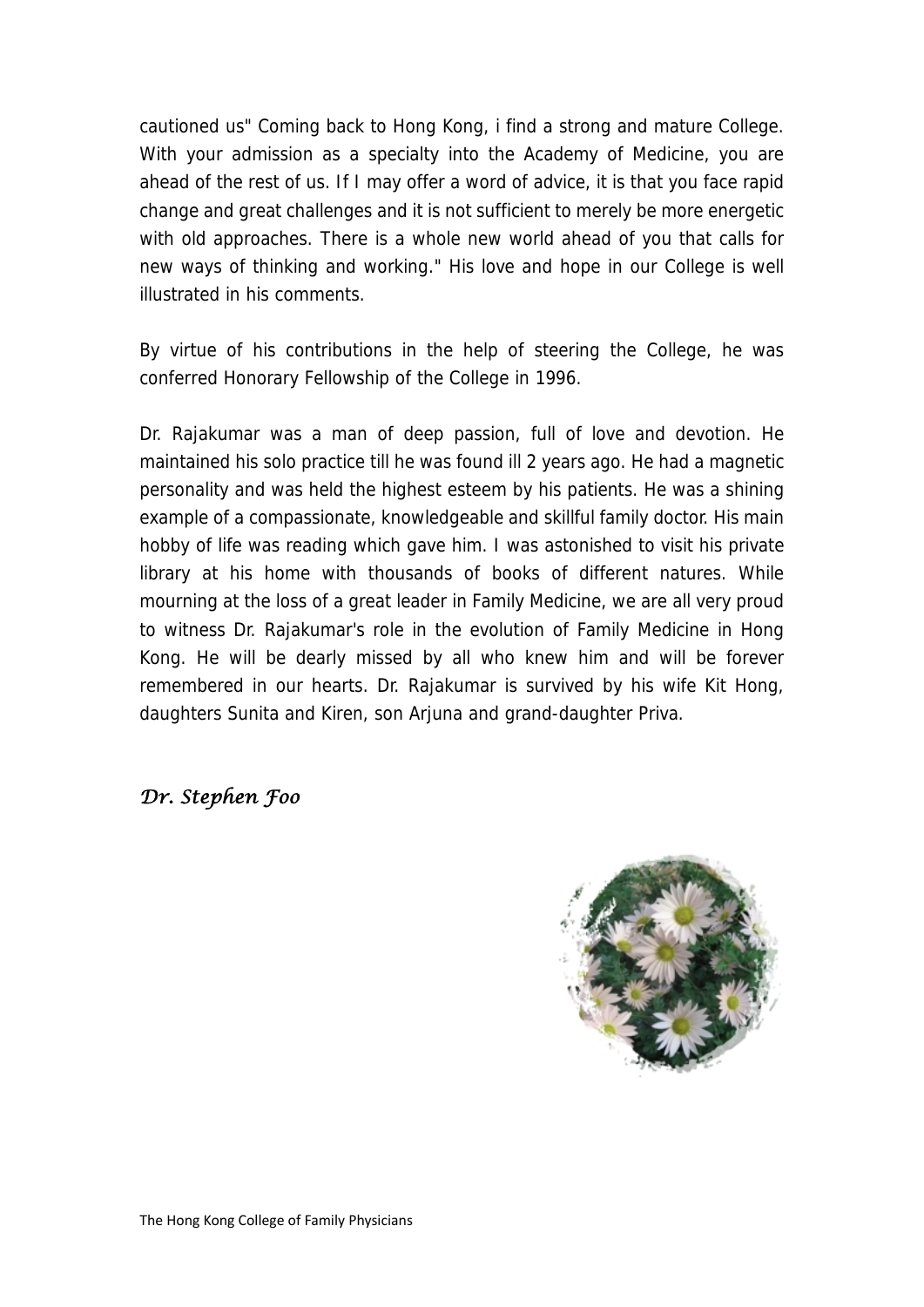cautioned us" Coming back to Hong Kong, i find a strong and mature College. With your admission as a specialty into the Academy of Medicine, you are ahead of the rest of us. If I may offer a word of advice, it is that you face rapid change and great challenges and it is not sufficient to merely be more energetic with old approaches. There is a whole new world ahead of you that calls for new ways of thinking and working." His love and hope in our College is well illustrated in his comments.

By virtue of his contributions in the help of steering the College, he was conferred Honorary Fellowship of the College in 1996.

Dr. Rajakumar was a man of deep passion, full of love and devotion. He maintained his solo practice till he was found ill 2 years ago. He had a magnetic personality and was held the highest esteem by his patients. He was a shining example of a compassionate, knowledgeable and skillful family doctor. His main hobby of life was reading which gave him. I was astonished to visit his private library at his home with thousands of books of different natures. While mourning at the loss of a great leader in Family Medicine, we are all very proud to witness Dr. Rajakumar's role in the evolution of Family Medicine in Hong Kong. He will be dearly missed by all who knew him and will be forever remembered in our hearts. Dr. Rajakumar is survived by his wife Kit Hong, daughters Sunita and Kiren, son Arjuna and grand-daughter Priva.

*Dr. Stephen Foo*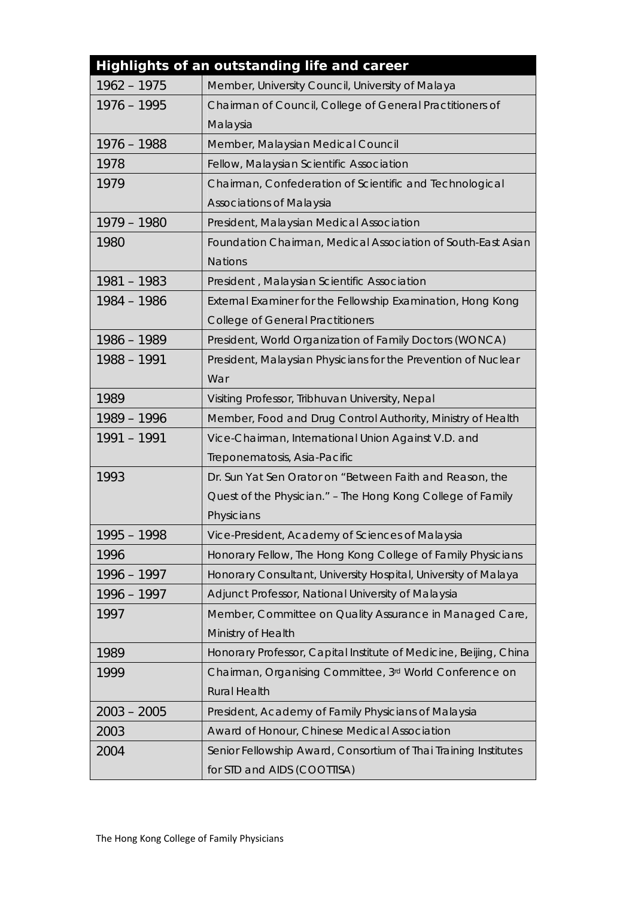| Highlights of an outstanding life and career | |
|---|---|
| 1962 – 1975 | Member, University Council, University of Malaya |
| 1976 – 1995 | Chairman of Council, College of General Practitioners of Malaysia |
| 1976 – 1988 | Member, Malaysian Medical Council |
| 1978 | Fellow, Malaysian Scientific Association |
| 1979 | Chairman, Confederation of Scientific and Technological Associations of Malaysia |
| 1979 – 1980 | President, Malaysian Medical Association |
| 1980 | Foundation Chairman, Medical Association of South-East Asian Nations |
| 1981 – 1983 | President , Malaysian Scientific Association |
| 1984 – 1986 | External Examiner for the Fellowship Examination, Hong Kong College of General Practitioners |
| 1986 – 1989 | President, World Organization of Family Doctors (WONCA) |
| 1988 – 1991 | President, Malaysian Physicians for the Prevention of Nuclear War |
| 1989 | Visiting Professor, Tribhuvan University, Nepal |
| 1989 – 1996 | Member, Food and Drug Control Authority, Ministry of Health |
| 1991 – 1991 | Vice-Chairman, International Union Against V.D. and Treponematosis, Asia-Pacific |
| 1993 | Dr. Sun Yat Sen Orator on "Between Faith and Reason, the Quest of the Physician." – The Hong Kong College of Family Physicians |
| 1995 – 1998 | Vice-President, Academy of Sciences of Malaysia |
| 1996 | Honorary Fellow, The Hong Kong College of Family Physicians |
| 1996 – 1997 | Honorary Consultant, University Hospital, University of Malaya |
| 1996 – 1997 | Adjunct Professor, National University of Malaysia |
| 1997 | Member, Committee on Quality Assurance in Managed Care, Ministry of Health |
| 1989 | Honorary Professor, Capital Institute of Medicine, Beijing, China |
| 1999 | Chairman, Organising Committee, 3rd World Conference on Rural Health |
| 2003 – 2005 | President, Academy of Family Physicians of Malaysia |
| 2003 | Award of Honour, Chinese Medical Association |
| 2004 | Senior Fellowship Award, Consortium of Thai Training Institutes for STD and AIDS (COOTTISA) |